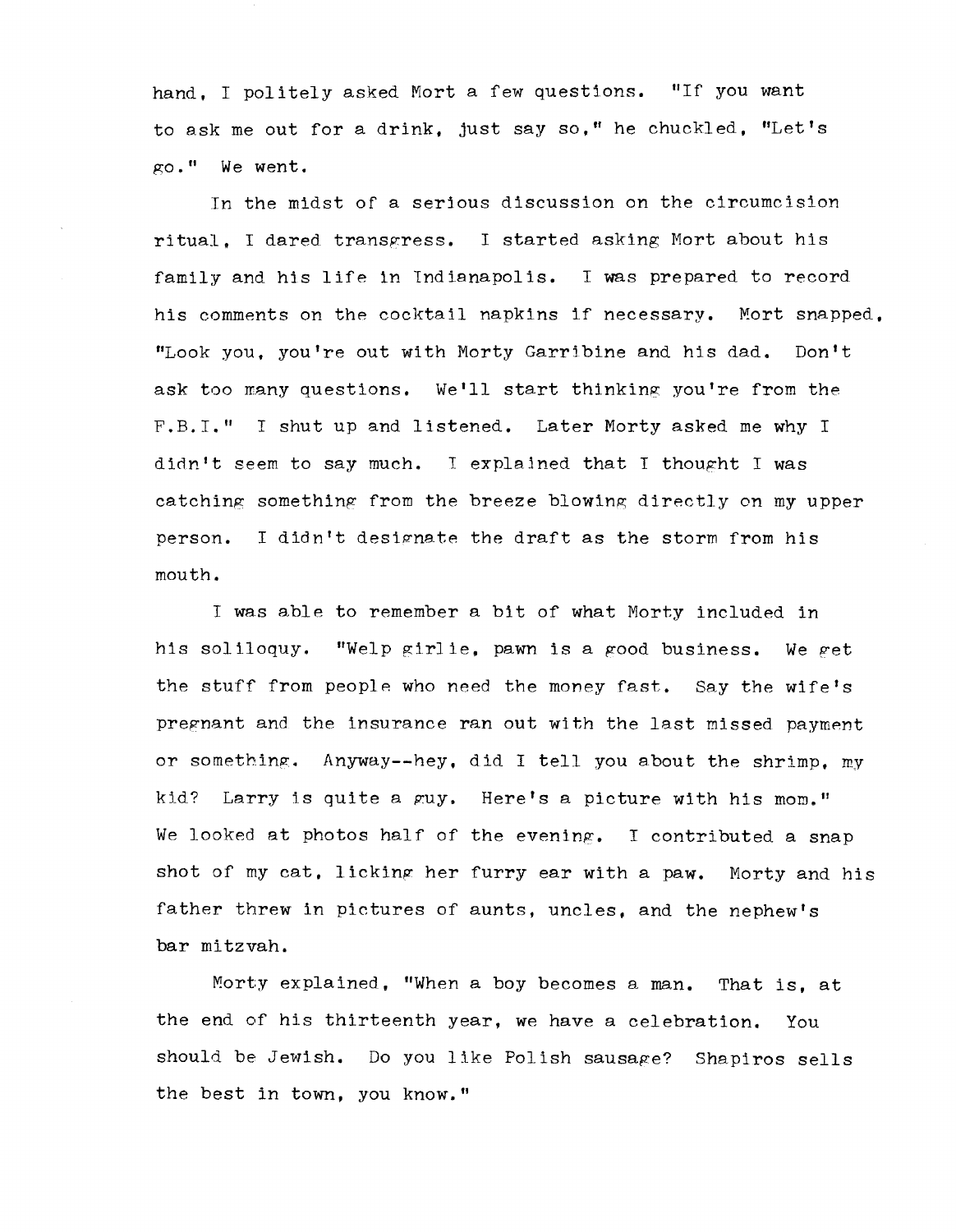hand, I politely asked Mort a few questions. "If you want to ask me out for a drink, just say so," he chuckled, "Let's go." We went.

In the midst of a serious discussion on the circumcision ritual, I dared transgress. I started asking Mort about his family and his life in Indianapolis. I was prepared to record his comments on the cocktail napkins if necessary. Mort snapped, "Look you, you're out with Morty Garribine and his dad. Don't ask too many questions. We'll start thinking you're from the F.B.I." I shut up and listened. Later Morty asked me why I didn't seem to say much. I explained that I thought I was catching something from the breeze blowing directly on my upper person. I didn't designate the draft as the storm from his mouth.

I was able to remember a bit of what Morty included in his soliloquy. "Welp girlie, pawn is a good business. We get the stuff from people who need the money fast. Say the wife's pregnant and the insurance ran out with the last missed payment or something. Anyway--hey, did I tell you about the shrimp, my kid? Larry is quite a guy. Here's a picture with his mom." We looked at photos half of the evening. I contributed a snap shot of my cat, licking her furry ear with a paw. Morty and his father threw in pictures of aunts, uncles, and the nephew's bar mitzvah.

Morty explained, "When a boy becomes a man. That is, at the end of his thirteenth year, we have a celebration. You should be Jewish. Do you like Polish sausage? Shapiros sells the best in town, you know."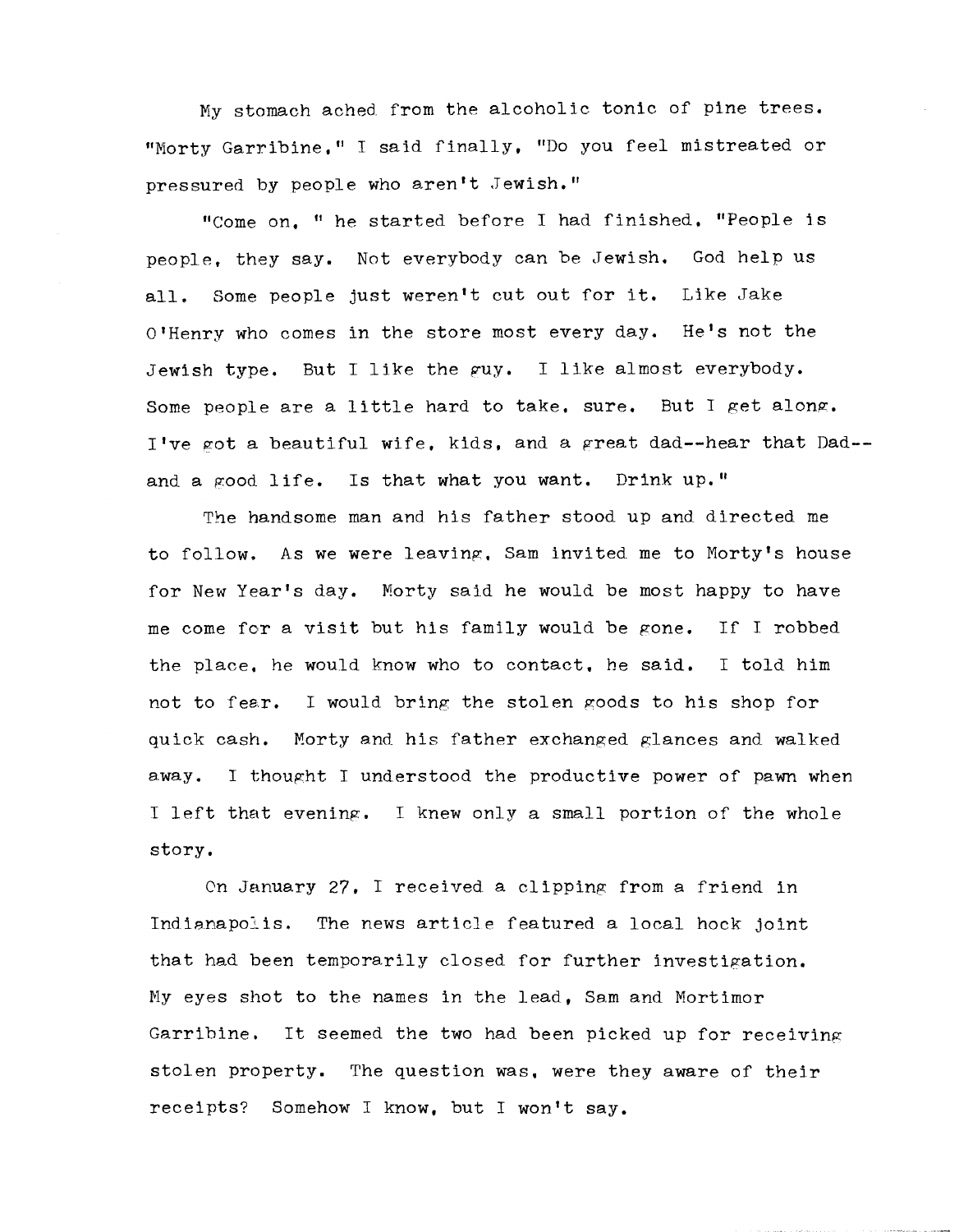My stomach ached from the alcoholic tonic of pine trees. "Morty Garribine," I said finally, "Do you feel mistreated or pressured by people who aren't Jewish."

"Come on, " he started before I had finished, "People is people, they say. Not everybody can be Jewish. God help us all. Some people just weren't cut out for it. Like Jake O'Henry who comes in the store most every day. He's not the Jewish type. But I like the guy. I like almost everybody. Some people are a little hard to take, sure. But I get along. I've got a beautiful wife, kids, and a great dad--hear that Dad--and a good life. Is that what you want. Drink up."

The handsome man and his father stood up and directed me to follow. As we were leaving, Sam invited me to Morty's house for New Year's day. Morty said he would be most happy to have me come for a visit but his family would be gone. If I robbed the place, he would know who to contact, he said. I told him not to fear. I would bring the stolen goods to his shop for quick cash. Morty and his father exchanged glances and walked away. I thought I understood the productive power of pawn when I left that evening. I knew only a small portion of the whole story.

On January 27, I received a clipping from a friend in Indianapolis. The news article featured a local hock joint that had been temporarily closed for further investigation. My eyes shot to the names in the lead, Sam and Mortimor Garribine. It seemed the two had been picked up for receiving stolen property. The question was, were they aware of their receipts? Somehow I know, but I won't say.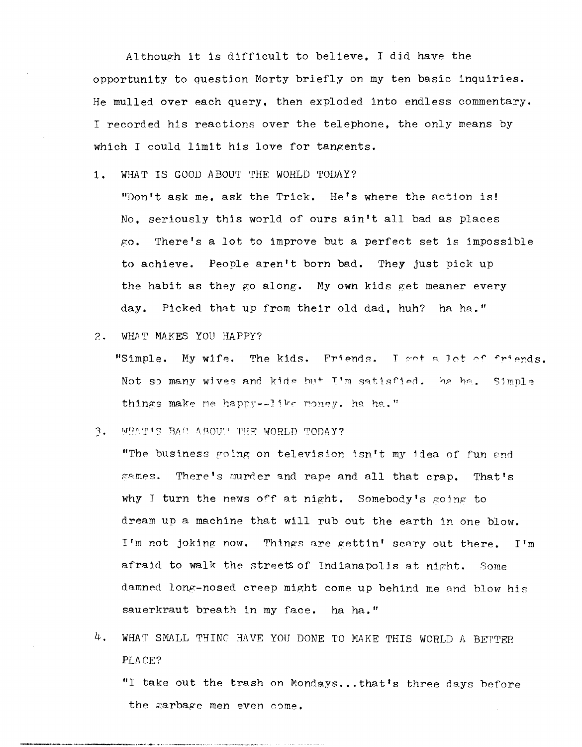Although it is difficult to believe, I did have the opportunity to question Morty briefly on my ten basic inquiries. He mulled over each query, then exploded into endless commentary. I recorded his reactions over the telephone, the only means by which I could limit his love for tangents.

1. WHAT IS GOOD ABOUT THE WORLD TODAY?

   "Don't ask me, ask the Trick. He's where the action is! No, seriously this world of ours ain't all bad as places go. There's a lot to improve but a perfect set is impossible to achieve. People aren't born bad. They just pick up the habit as they go along. My own kids get meaner every day. Picked that up from their old dad, huh? ha ha."

2. WHAT MAKES YOU HAPPY?

   "Simple. My wife. The kids. Friends. I got a lot of friends. Not so many wives and kids but I'm satisfied. ha ha. Simple things make me happy--like money. ha ha."

3. WHAT'S BAD ABOUT THE WORLD TODAY?

   "The business going on television isn't my idea of fun and games. There's murder and rape and all that crap. That's why I turn the news off at night. Somebody's going to dream up a machine that will rub out the earth in one blow. I'm not joking now. Things are gettin' scary out there. I'm afraid to walk the streets of Indianapolis at night. Some damned long-nosed creep might come up behind me and blow his sauerkraut breath in my face. ha ha."

4. WHAT SMALL THING HAVE YOU DONE TO MAKE THIS WORLD A BETTER PLACE?

   "I take out the trash on Mondays...that's three days before the garbage men even come.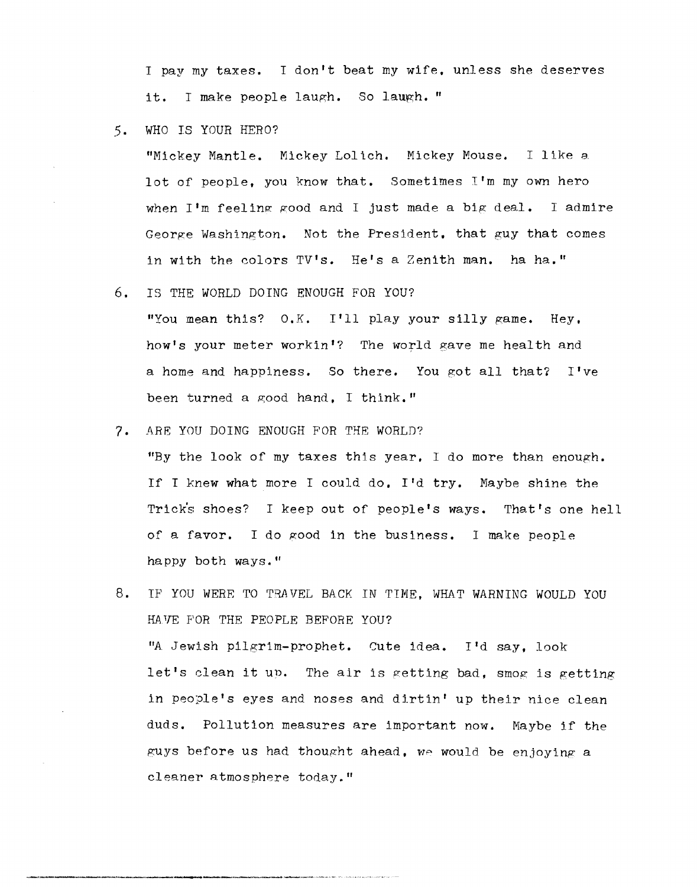I pay my taxes. I don't beat my wife, unless she deserves it. I make people laugh. So laugh. "

5. WHO IS YOUR HERO?

   "Mickey Mantle. Mickey Lolich. Mickey Mouse. I like a lot of people, you know that. Sometimes I'm my own hero when I'm feeling good and I just made a big deal. I admire George Washington. Not the President, that guy that comes in with the colors TV's. He's a Zenith man. ha ha."

6. IS THE WORLD DOING ENOUGH FOR YOU?

   "You mean this? O.K. I'll play your silly game. Hey, how's your meter workin'? The world gave me health and a home and happiness. So there. You got all that? I've been turned a good hand, I think."

7. ARE YOU DOING ENOUGH FOR THE WORLD?

   "By the look of my taxes this year, I do more than enough. If I knew what more I could do, I'd try. Maybe shine the Trick's shoes? I keep out of people's ways. That's one hell of a favor. I do good in the business. I make people happy both ways."

8. IF YOU WERE TO TRAVEL BACK IN TIME, WHAT WARNING WOULD YOU HAVE FOR THE PEOPLE BEFORE YOU?

   "A Jewish pilgrim-prophet. Cute idea. I'd say, look let's clean it up. The air is getting bad, smog is getting in people's eyes and noses and dirtin' up their nice clean duds. Pollution measures are important now. Maybe if the guys before us had thought ahead, we would be enjoying a cleaner atmosphere today."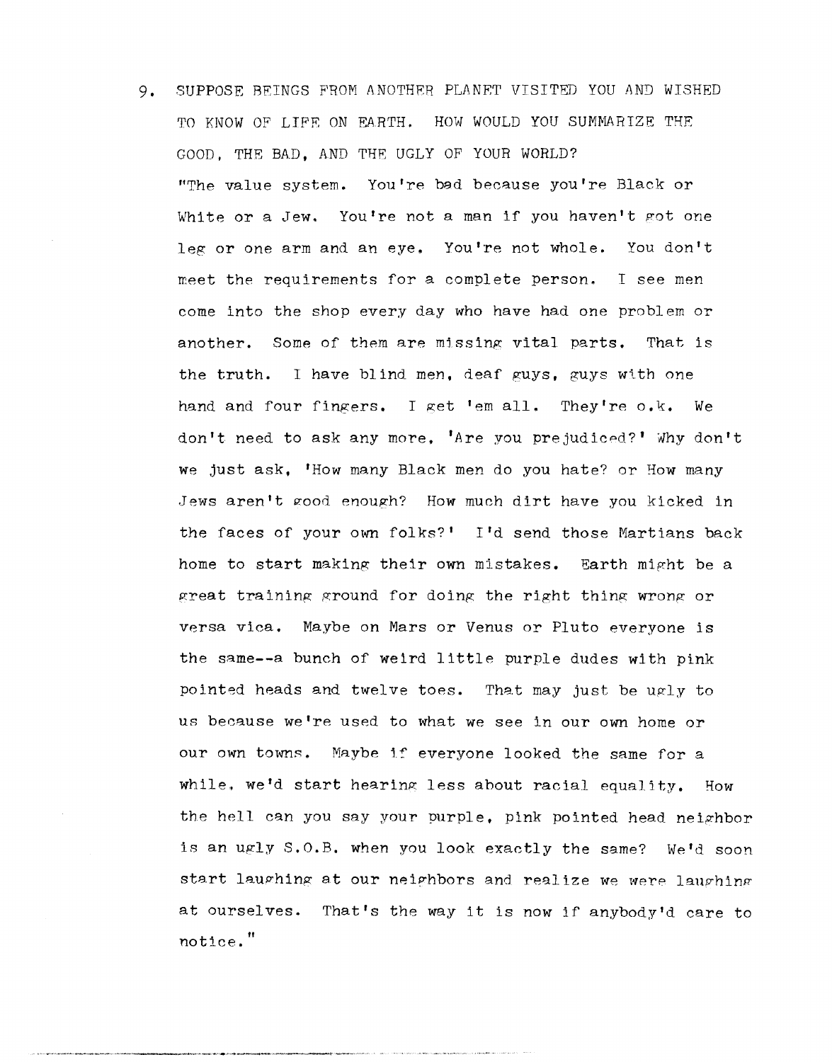9. SUPPOSE BEINGS FROM ANOTHER PLANET VISITED YOU AND WISHED TO KNOW OF LIFE ON EARTH. HOW WOULD YOU SUMMARIZE THE GOOD, THE BAD, AND THE UGLY OF YOUR WORLD?

"The value system. You're bad because you're Black or White or a Jew. You're not a man if you haven't got one leg or one arm and an eye. You're not whole. You don't meet the requirements for a complete person. I see men come into the shop every day who have had one problem or another. Some of them are missing vital parts. That is the truth. I have blind men, deaf guys, guys with one hand and four fingers. I get 'em all. They're o.k. We don't need to ask any more, 'Are you prejudiced?' Why don't we just ask, 'How many Black men do you hate? or How many Jews aren't good enough? How much dirt have you kicked in the faces of your own folks?' I'd send those Martians back home to start making their own mistakes. Earth might be a great training ground for doing the right thing wrong or versa vica. Maybe on Mars or Venus or Pluto everyone is the same--a bunch of weird little purple dudes with pink pointed heads and twelve toes. That may just be ugly to us because we're used to what we see in our own home or our own towns. Maybe if everyone looked the same for a while, we'd start hearing less about racial equality. How the hell can you say your purple, pink pointed head neighbor is an ugly S.O.B. when you look exactly the same? We'd soon start laughing at our neighbors and realize we were laughing at ourselves. That's the way it is now if anybody'd care to notice."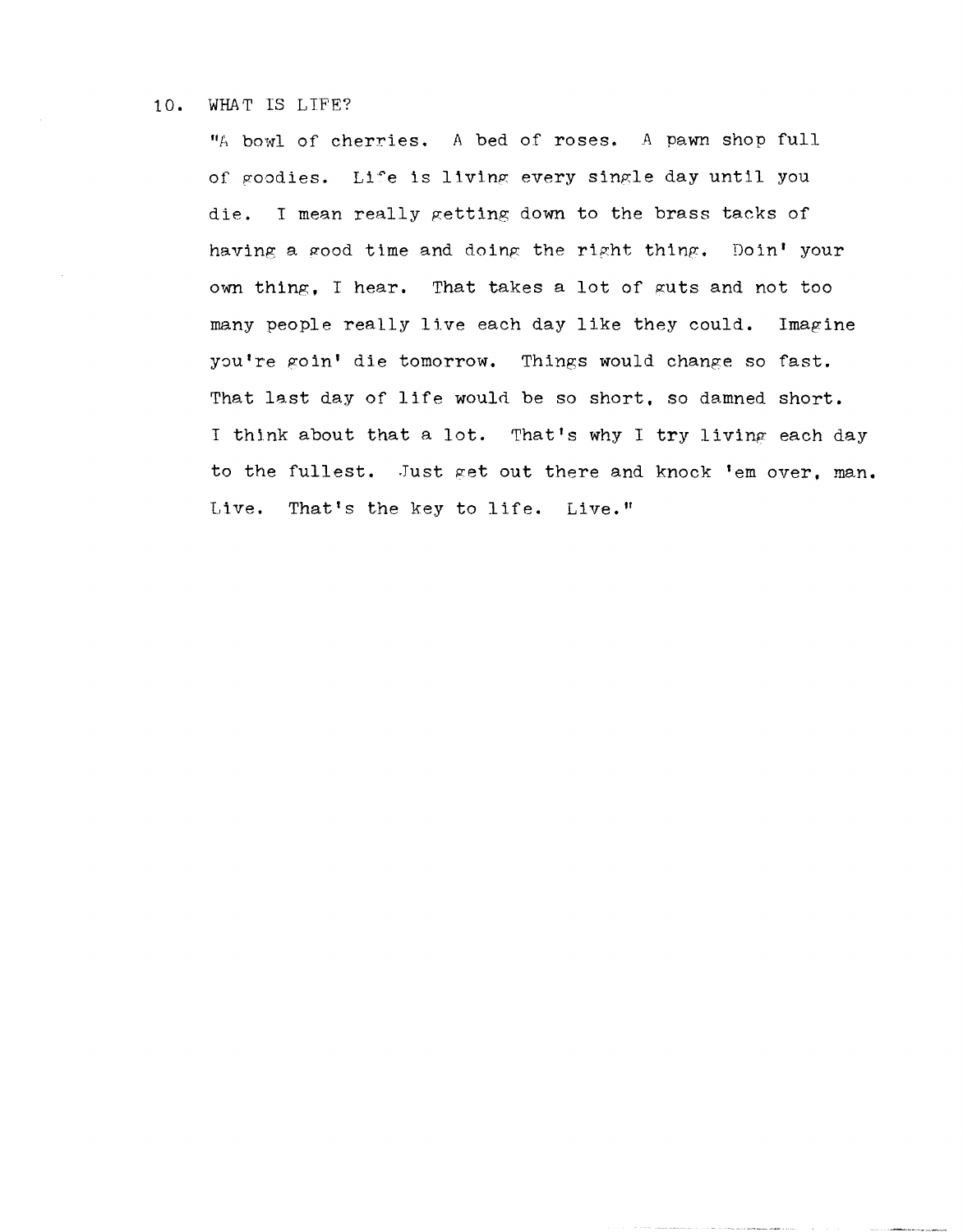10. WHAT IS LIFE?

"A bowl of cherries. A bed of roses. A pawn shop full of goodies. Life is living every single day until you die. I mean really getting down to the brass tacks of having a good time and doing the right thing. Doin' your own thing, I hear. That takes a lot of guts and not too many people really live each day like they could. Imagine you're goin' die tomorrow. Things would change so fast. That last day of life would be so short, so damned short. I think about that a lot. That's why I try living each day to the fullest. Just get out there and knock 'em over, man. Live. That's the key to life. Live."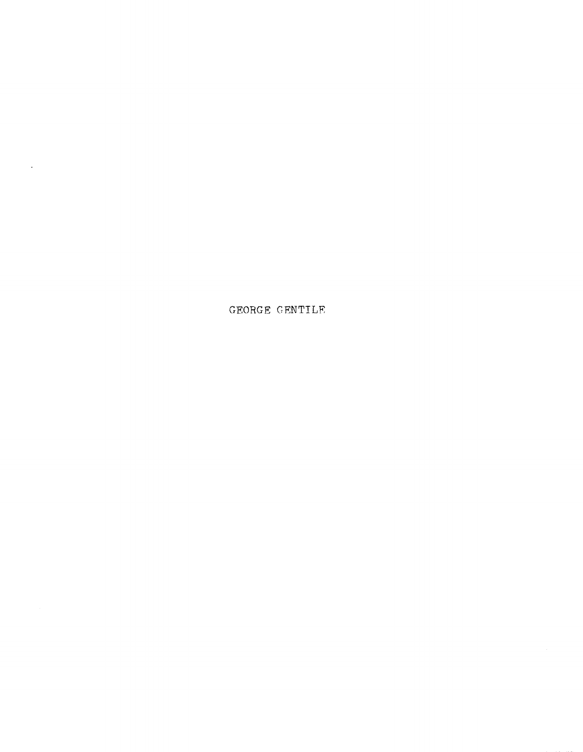GEORGE GENTILE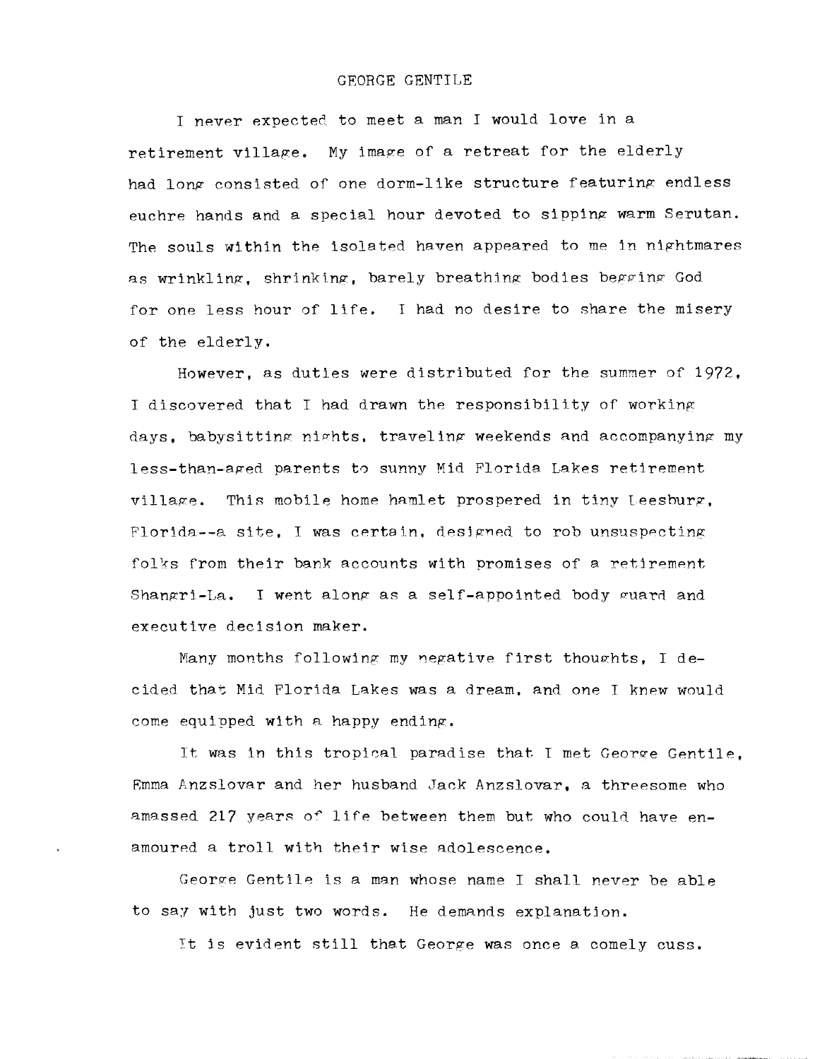## GEORGE GENTILE

I never expected to meet a man I would love in a retirement village. My image of a retreat for the elderly had long consisted of one dorm-like structure featuring endless euchre hands and a special hour devoted to sipping warm Serutan. The souls within the isolated haven appeared to me in nightmares as wrinkling, shrinking, barely breathing bodies begging God for one less hour of life. I had no desire to share the misery of the elderly.

However, as duties were distributed for the summer of 1972, I discovered that I had drawn the responsibility of working days, babysitting nights, traveling weekends and accompanying my less-than-aged parents to sunny Mid Florida Lakes retirement village. This mobile home hamlet prospered in tiny Leesburg, Florida--a site, I was certain, designed to rob unsuspecting folks from their bank accounts with promises of a retirement Shangri-La. I went along as a self-appointed body guard and executive decision maker.

Many months following my negative first thoughts, I decided that Mid Florida Lakes was a dream, and one I knew would come equipped with a happy ending.

It was in this tropical paradise that I met George Gentile, Emma Anzslovar and her husband Jack Anzslovar, a threesome who amassed 217 years of life between them but who could have enamoured a troll with their wise adolescence.

George Gentile is a man whose name I shall never be able to say with just two words. He demands explanation.

It is evident still that George was once a comely cuss.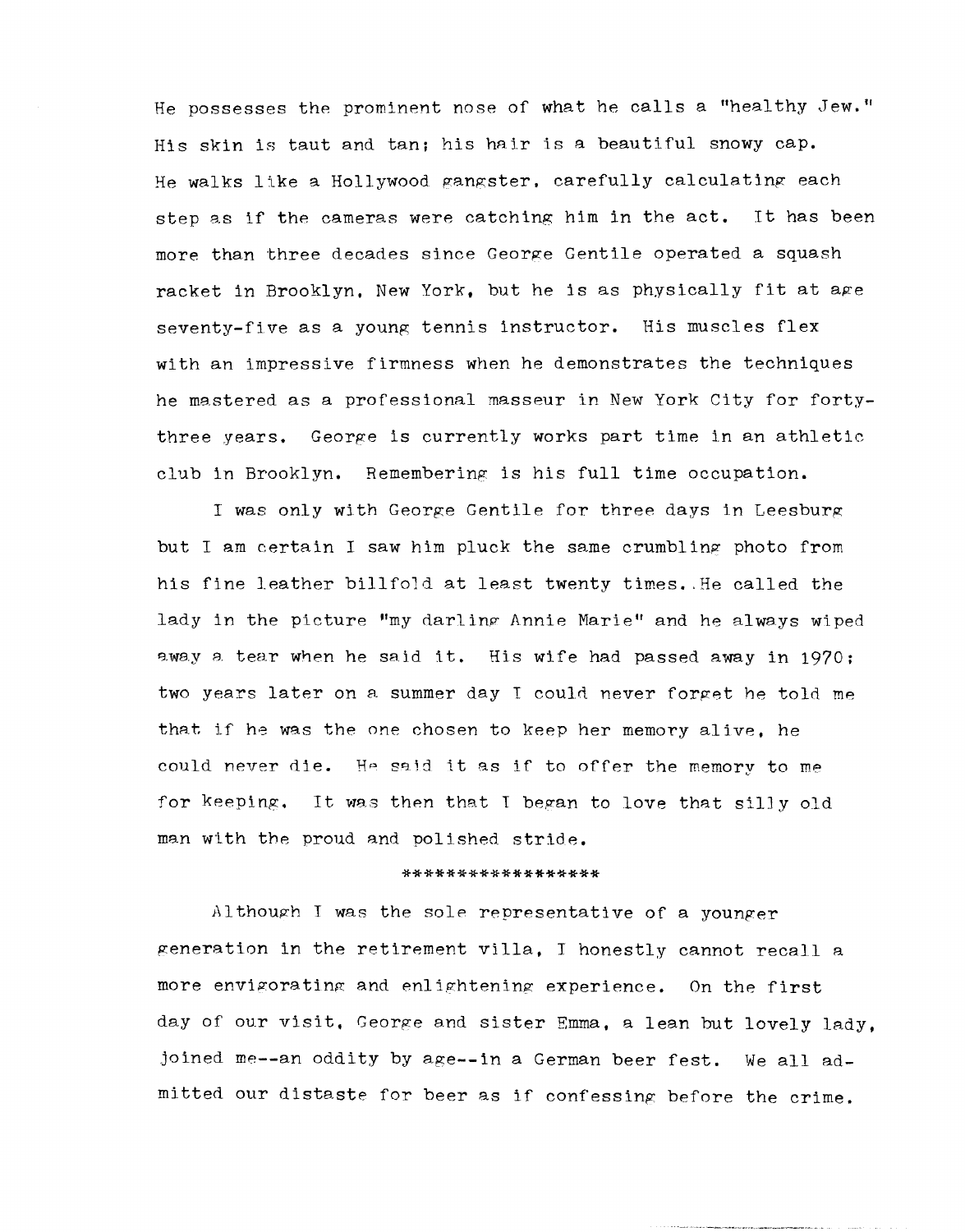He possesses the prominent nose of what he calls a "healthy Jew." His skin is taut and tan; his hair is a beautiful snowy cap. He walks like a Hollywood gangster, carefully calculating each step as if the cameras were catching him in the act. It has been more than three decades since George Gentile operated a squash racket in Brooklyn, New York, but he is as physically fit at age seventy-five as a young tennis instructor. His muscles flex with an impressive firmness when he demonstrates the techniques he mastered as a professional masseur in New York City for forty-three years. George is currently works part time in an athletic club in Brooklyn. Remembering is his full time occupation.

I was only with George Gentile for three days in Leesburg but I am certain I saw him pluck the same crumbling photo from his fine leather billfold at least twenty times. He called the lady in the picture "my darling Annie Marie" and he always wiped away a tear when he said it. His wife had passed away in 1970; two years later on a summer day I could never forget he told me that if he was the one chosen to keep her memory alive, he could never die. He said it as if to offer the memory to me for keeping. It was then that I began to love that silly old man with the proud and polished stride.

******************

Although I was the sole representative of a younger generation in the retirement villa, I honestly cannot recall a more envigorating and enlightening experience. On the first day of our visit, George and sister Emma, a lean but lovely lady, joined me--an oddity by age--in a German beer fest. We all admitted our distaste for beer as if confessing before the crime.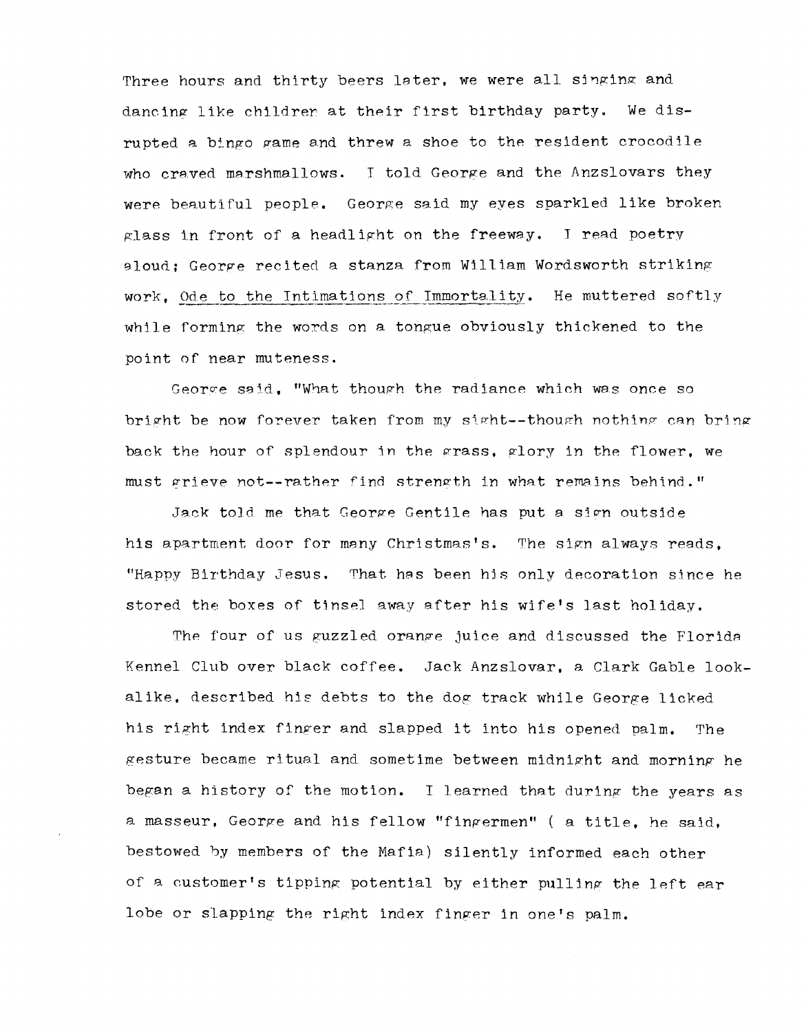Three hours and thirty beers later, we were all singing and dancing like children at their first birthday party. We disrupted a bingo game and threw a shoe to the resident crocodile who craved marshmallows. I told George and the Anzslovars they were beautiful people. George said my eyes sparkled like broken glass in front of a headlight on the freeway. I read poetry aloud; George recited a stanza from William Wordsworth striking work, Ode to the Intimations of Immortality. He muttered softly while forming the words on a tongue obviously thickened to the point of near muteness.

George said, "What though the radiance which was once so bright be now forever taken from my sight--though nothing can bring back the hour of splendour in the grass, glory in the flower, we must grieve not--rather find strength in what remains behind."

Jack told me that George Gentile has put a sign outside his apartment door for many Christmas's. The sign always reads, "Happy Birthday Jesus. That has been his only decoration since he stored the boxes of tinsel away after his wife's last holiday.

The four of us guzzled orange juice and discussed the Florida Kennel Club over black coffee. Jack Anzslovar, a Clark Gable look-alike, described his debts to the dog track while George licked his right index finger and slapped it into his opened palm. The gesture became ritual and sometime between midnight and morning he began a history of the motion. I learned that during the years as a masseur, George and his fellow "fingermen" ( a title, he said, bestowed by members of the Mafia) silently informed each other of a customer's tipping potential by either pulling the left ear lobe or slapping the right index finger in one's palm.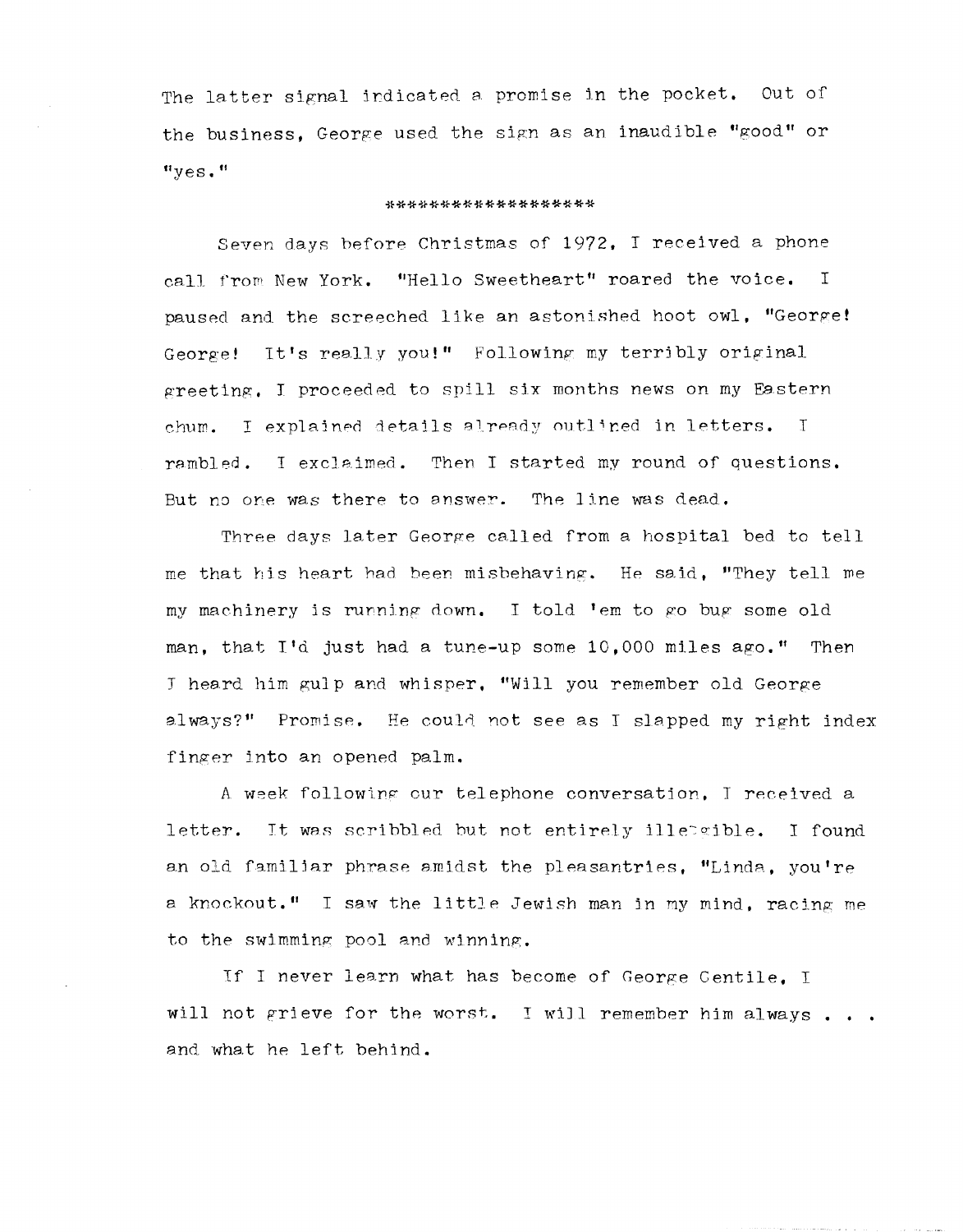The latter signal indicated a promise in the pocket. Out of the business, George used the sign as an inaudible "good" or "yes."

*******************

Seven days before Christmas of 1972, I received a phone call from New York. "Hello Sweetheart" roared the voice. I paused and the screeched like an astonished hoot owl, "George! George! It's really you!" Following my terribly original greeting, I proceeded to spill six months news on my Eastern chum. I explained details already outlined in letters. I rambled. I exclaimed. Then I started my round of questions. But no one was there to answer. The line was dead.

Three days later George called from a hospital bed to tell me that his heart had been misbehaving. He said, "They tell me my machinery is running down. I told 'em to go bug some old man, that I'd just had a tune-up some 10,000 miles ago." Then I heard him gulp and whisper, "Will you remember old George always?" Promise. He could not see as I slapped my right index finger into an opened palm.

A week following our telephone conversation, I received a letter. It was scribbled but not entirely illegible. I found an old familiar phrase amidst the pleasantries, "Linda, you're a knockout." I saw the little Jewish man in my mind, racing me to the swimming pool and winning.

If I never learn what has become of George Gentile, I will not grieve for the worst. I will remember him always . . . and what he left behind.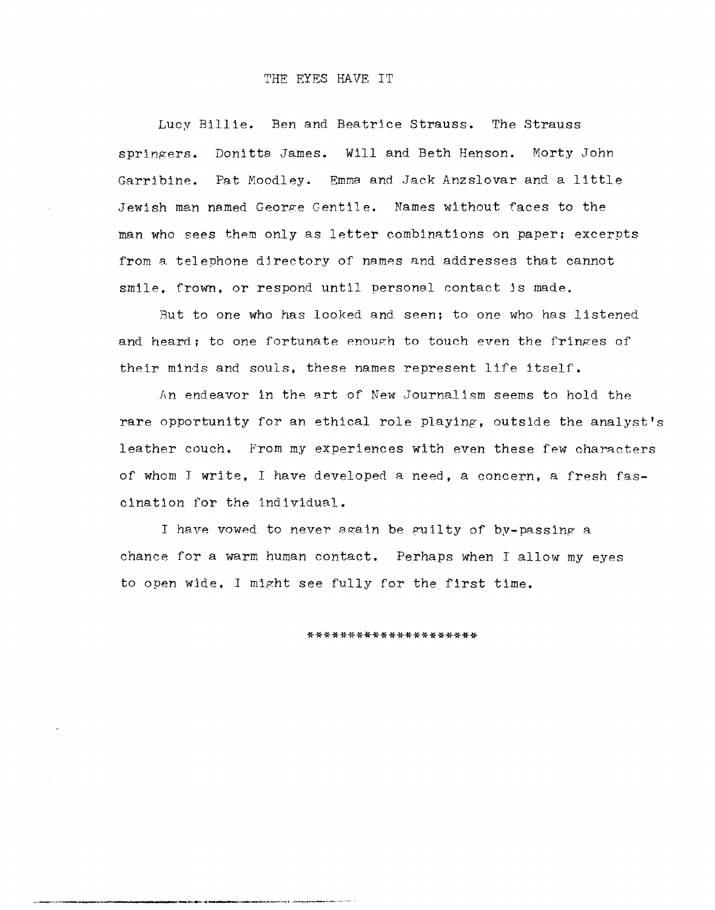# THE EYES HAVE IT

Lucy Billie. Ben and Beatrice Strauss. The Strauss springers. Donitta James. Will and Beth Henson. Morty John Garribine. Pat Moodley. Emma and Jack Anzslovar and a little Jewish man named George Gentile. Names without faces to the man who sees them only as letter combinations on paper; excerpts from a telephone directory of names and addresses that cannot smile, frown, or respond until personal contact is made.

But to one who has looked and seen; to one who has listened and heard; to one fortunate enough to touch even the fringes of their minds and souls, these names represent life itself.

An endeavor in the art of New Journalism seems to hold the rare opportunity for an ethical role playing, outside the analyst's leather couch. From my experiences with even these few characters of whom I write, I have developed a need, a concern, a fresh fascination for the individual.

I have vowed to never again be guilty of by-passing a chance for a warm human contact. Perhaps when I allow my eyes to open wide, I might see fully for the first time.

********************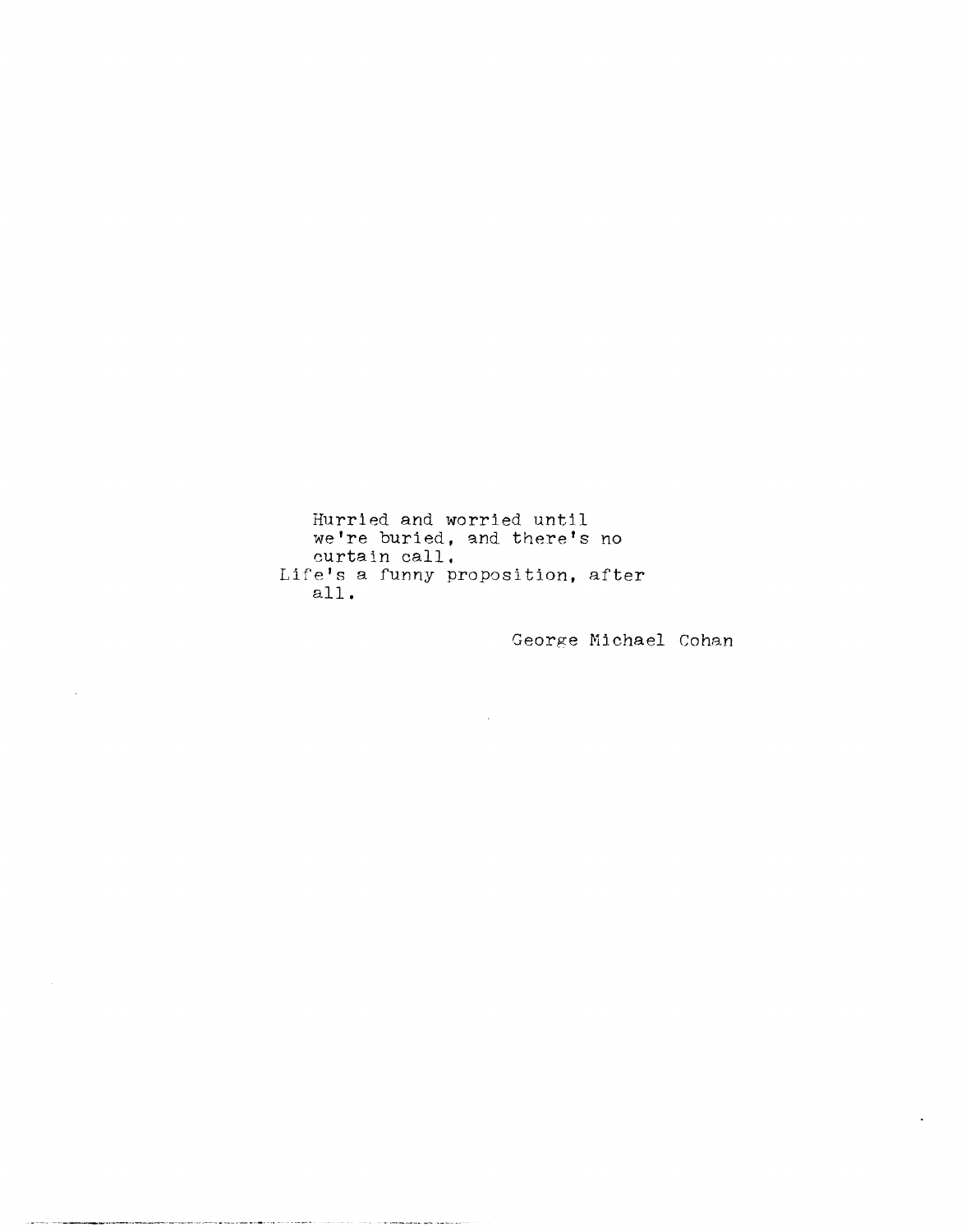Hurried and worried until  
we're buried, and there's no  
curtain call,  
Life's a funny proposition, after  
all.

George Michael Cohan